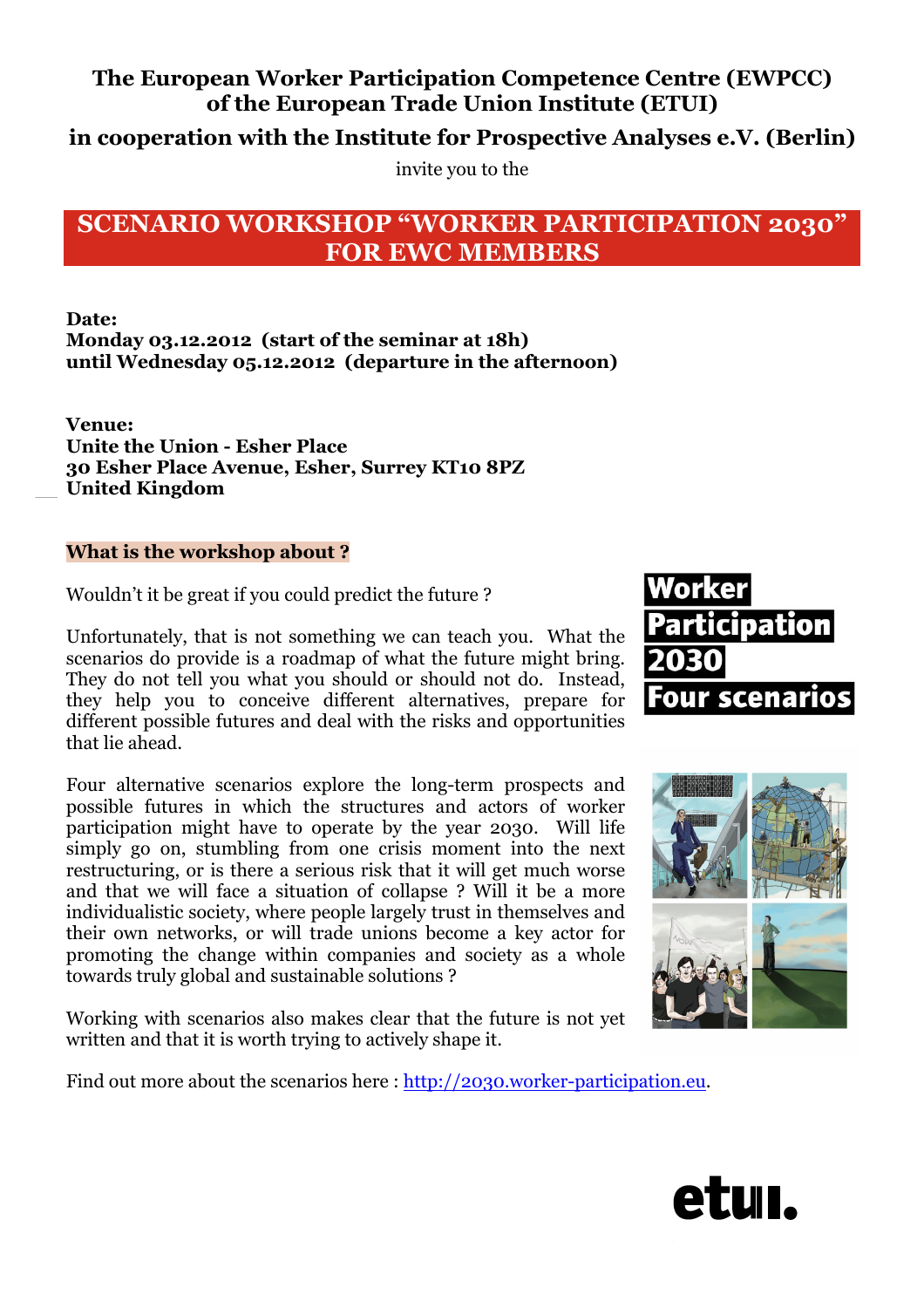**The European Worker Participation Competence Centre (EWPCC) of the European Trade Union Institute (ETUI)**

**in cooperation with the Institute for Prospective Analyses e.V. (Berlin)**

invite you to the

# SCENARIO WORKSHOP "WORKER PARTICIPATION 2030" FOR EWC MEMBERS

**Date:**
**Monday 03.12.2012 (start of the seminar at 18h)**
**until Wednesday 05.12.2012 (departure in the afternoon)**

**Venue:**
**Unite the Union - Esher Place**
**30 Esher Place Avenue, Esher, Surrey KT10 8PZ**
**United Kingdom**

## What is the workshop about ?

Wouldn't it be great if you could predict the future ?

Unfortunately, that is not something we can teach you. What the scenarios do provide is a roadmap of what the future might bring. They do not tell you what you should or should not do. Instead, they help you to conceive different alternatives, prepare for different possible futures and deal with the risks and opportunities that lie ahead.

Four alternative scenarios explore the long-term prospects and possible futures in which the structures and actors of worker participation might have to operate by the year 2030. Will life simply go on, stumbling from one crisis moment into the next restructuring, or is there a serious risk that it will get much worse and that we will face a situation of collapse ? Will it be a more individualistic society, where people largely trust in themselves and their own networks, or will trade unions become a key actor for promoting the change within companies and society as a whole towards truly global and sustainable solutions ?

Working with scenarios also makes clear that the future is not yet written and that it is worth trying to actively shape it.

Find out more about the scenarios here : http://2030.worker-participation.eu.

**Worker Participation 2030**
**Four scenarios**

etui.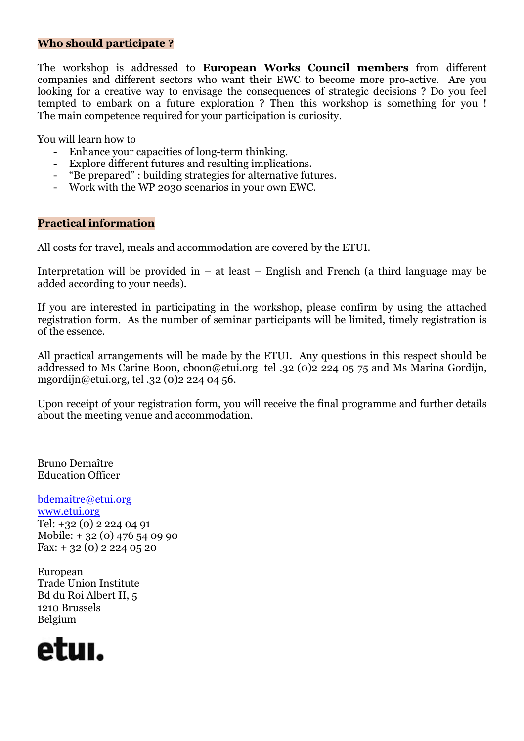**Who should participate ?**

The workshop is addressed to **European Works Council members** from different companies and different sectors who want their EWC to become more pro-active. Are you looking for a creative way to envisage the consequences of strategic decisions ? Do you feel tempted to embark on a future exploration ? Then this workshop is something for you ! The main competence required for your participation is curiosity.

You will learn how to

- Enhance your capacities of long-term thinking.
- Explore different futures and resulting implications.
- "Be prepared" : building strategies for alternative futures.
- Work with the WP 2030 scenarios in your own EWC.

**Practical information**

All costs for travel, meals and accommodation are covered by the ETUI.

Interpretation will be provided in – at least – English and French (a third language may be added according to your needs).

If you are interested in participating in the workshop, please confirm by using the attached registration form. As the number of seminar participants will be limited, timely registration is of the essence.

All practical arrangements will be made by the ETUI. Any questions in this respect should be addressed to Ms Carine Boon, cboon@etui.org tel .32 (0)2 224 05 75 and Ms Marina Gordijn, mgordijn@etui.org, tel .32 (0)2 224 04 56.

Upon receipt of your registration form, you will receive the final programme and further details about the meeting venue and accommodation.

Bruno Demaître
Education Officer

bdemaitre@etui.org
www.etui.org
Tel: +32 (0) 2 224 04 91
Mobile: + 32 (0) 476 54 09 90
Fax: + 32 (0) 2 224 05 20

European
Trade Union Institute
Bd du Roi Albert II, 5
1210 Brussels
Belgium

etui.